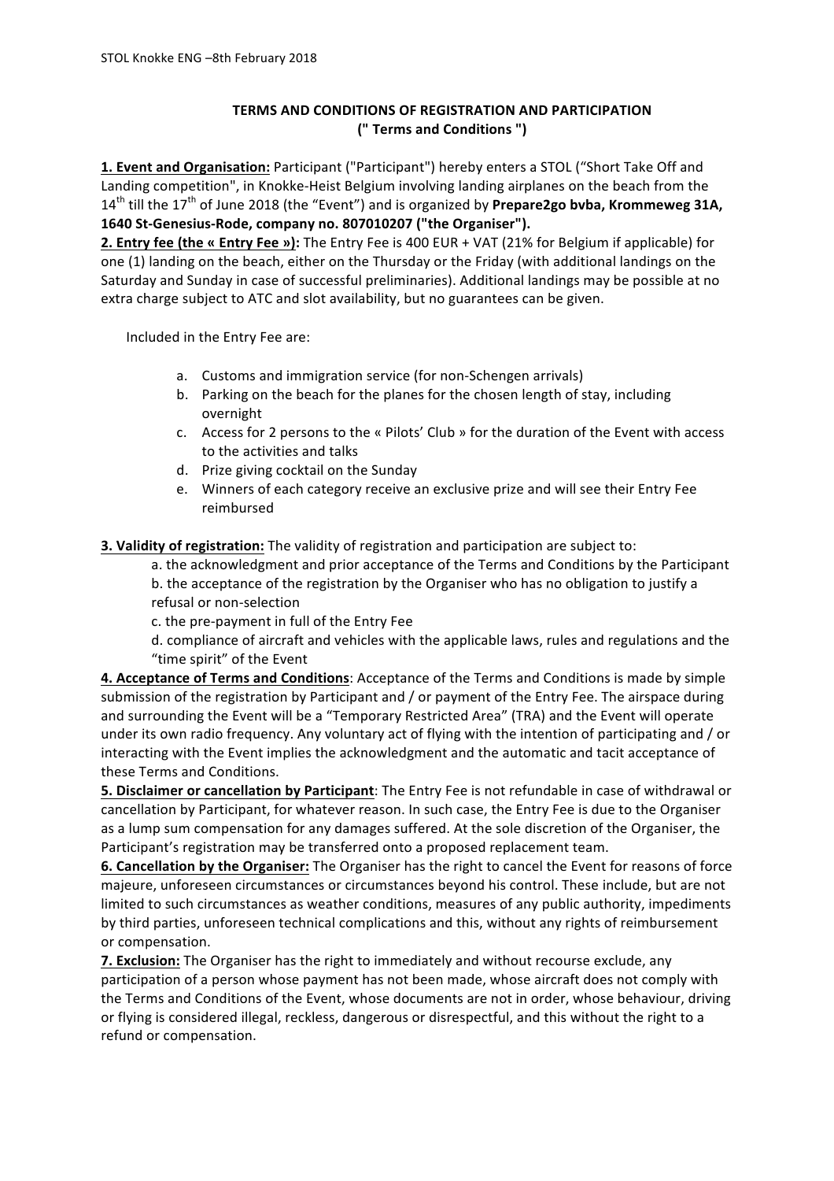STOL Knokke ENG –8th February 2018

**TERMS AND CONDITIONS OF REGISTRATION AND PARTICIPATION
(" Terms and Conditions ")**

**1. Event and Organisation:** Participant ("Participant") hereby enters a STOL ("Short Take Off and Landing competition", in Knokke-Heist Belgium involving landing airplanes on the beach from the 14th till the 17th of June 2018 (the "Event") and is organized by **Prepare2go bvba, Krommeweg 31A, 1640 St-Genesius-Rode, company no. 807010207 ("the Organiser").**

**2. Entry fee (the « Entry Fee »):** The Entry Fee is 400 EUR + VAT (21% for Belgium if applicable) for one (1) landing on the beach, either on the Thursday or the Friday (with additional landings on the Saturday and Sunday in case of successful preliminaries). Additional landings may be possible at no extra charge subject to ATC and slot availability, but no guarantees can be given.

Included in the Entry Fee are:

a. Customs and immigration service (for non-Schengen arrivals)
b. Parking on the beach for the planes for the chosen length of stay, including overnight
c. Access for 2 persons to the « Pilots' Club » for the duration of the Event with access to the activities and talks
d. Prize giving cocktail on the Sunday
e. Winners of each category receive an exclusive prize and will see their Entry Fee reimbursed

**3. Validity of registration:** The validity of registration and participation are subject to:

a. the acknowledgment and prior acceptance of the Terms and Conditions by the Participant
b. the acceptance of the registration by the Organiser who has no obligation to justify a refusal or non-selection
c. the pre-payment in full of the Entry Fee
d. compliance of aircraft and vehicles with the applicable laws, rules and regulations and the "time spirit" of the Event

**4. Acceptance of Terms and Conditions**: Acceptance of the Terms and Conditions is made by simple submission of the registration by Participant and / or payment of the Entry Fee. The airspace during and surrounding the Event will be a "Temporary Restricted Area" (TRA) and the Event will operate under its own radio frequency. Any voluntary act of flying with the intention of participating and / or interacting with the Event implies the acknowledgment and the automatic and tacit acceptance of these Terms and Conditions.

**5. Disclaimer or cancellation by Participant**: The Entry Fee is not refundable in case of withdrawal or cancellation by Participant, for whatever reason. In such case, the Entry Fee is due to the Organiser as a lump sum compensation for any damages suffered. At the sole discretion of the Organiser, the Participant's registration may be transferred onto a proposed replacement team.

**6. Cancellation by the Organiser:** The Organiser has the right to cancel the Event for reasons of force majeure, unforeseen circumstances or circumstances beyond his control. These include, but are not limited to such circumstances as weather conditions, measures of any public authority, impediments by third parties, unforeseen technical complications and this, without any rights of reimbursement or compensation.

**7. Exclusion:** The Organiser has the right to immediately and without recourse exclude, any participation of a person whose payment has not been made, whose aircraft does not comply with the Terms and Conditions of the Event, whose documents are not in order, whose behaviour, driving or flying is considered illegal, reckless, dangerous or disrespectful, and this without the right to a refund or compensation.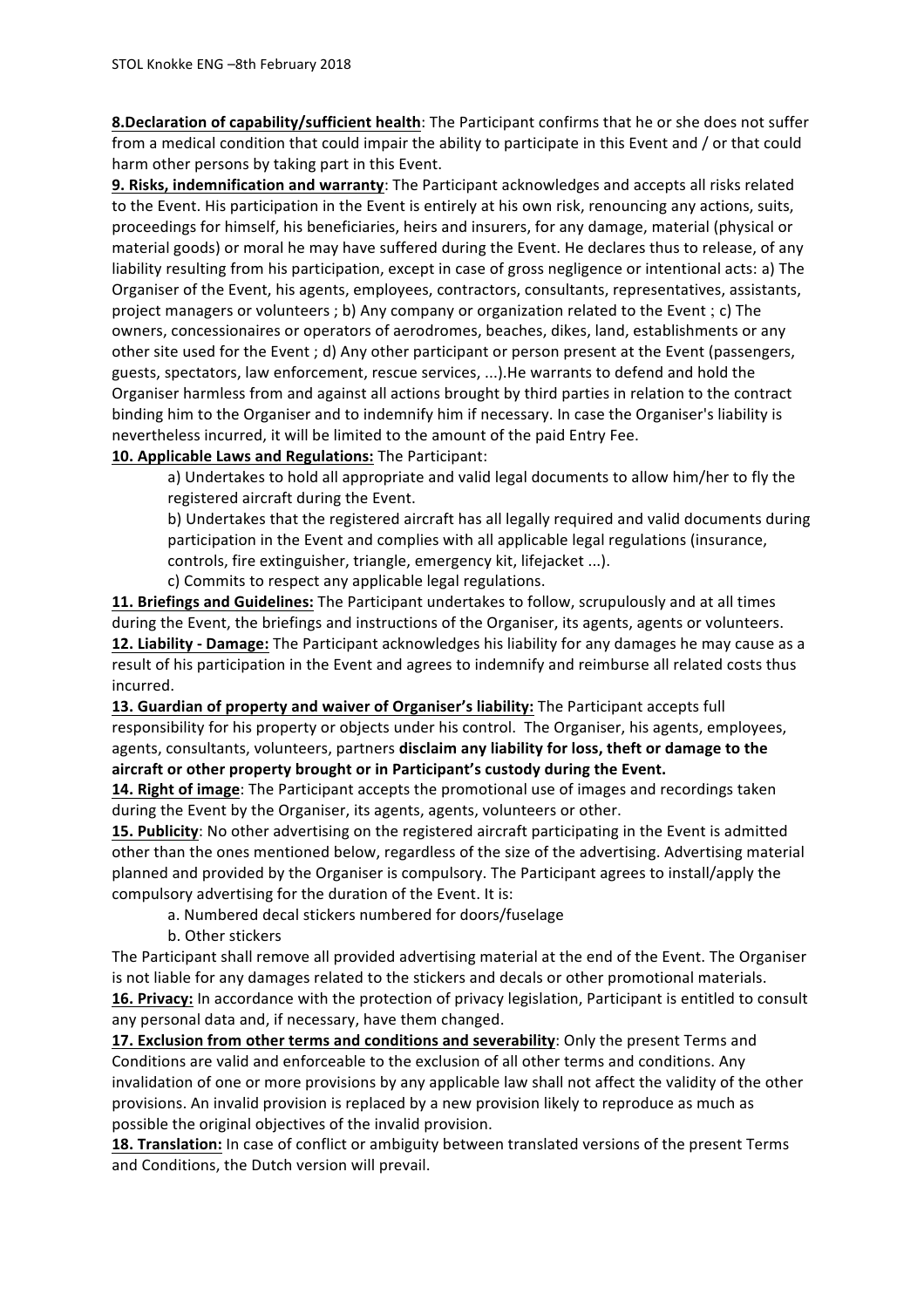**8.Declaration of capability/sufficient health**: The Participant confirms that he or she does not suffer from a medical condition that could impair the ability to participate in this Event and / or that could harm other persons by taking part in this Event.

**9. Risks, indemnification and warranty**: The Participant acknowledges and accepts all risks related to the Event. His participation in the Event is entirely at his own risk, renouncing any actions, suits, proceedings for himself, his beneficiaries, heirs and insurers, for any damage, material (physical or material goods) or moral he may have suffered during the Event. He declares thus to release, of any liability resulting from his participation, except in case of gross negligence or intentional acts: a) The Organiser of the Event, his agents, employees, contractors, consultants, representatives, assistants, project managers or volunteers ; b) Any company or organization related to the Event ; c) The owners, concessionaires or operators of aerodromes, beaches, dikes, land, establishments or any other site used for the Event ; d) Any other participant or person present at the Event (passengers, guests, spectators, law enforcement, rescue services, ...).He warrants to defend and hold the Organiser harmless from and against all actions brought by third parties in relation to the contract binding him to the Organiser and to indemnify him if necessary. In case the Organiser's liability is nevertheless incurred, it will be limited to the amount of the paid Entry Fee.

**10. Applicable Laws and Regulations:** The Participant:

a) Undertakes to hold all appropriate and valid legal documents to allow him/her to fly the registered aircraft during the Event.

b) Undertakes that the registered aircraft has all legally required and valid documents during participation in the Event and complies with all applicable legal regulations (insurance, controls, fire extinguisher, triangle, emergency kit, lifejacket ...).

c) Commits to respect any applicable legal regulations.

**11. Briefings and Guidelines:** The Participant undertakes to follow, scrupulously and at all times during the Event, the briefings and instructions of the Organiser, its agents, agents or volunteers.

**12. Liability - Damage:** The Participant acknowledges his liability for any damages he may cause as a result of his participation in the Event and agrees to indemnify and reimburse all related costs thus incurred.

**13. Guardian of property and waiver of Organiser's liability:** The Participant accepts full responsibility for his property or objects under his control. The Organiser, his agents, employees, agents, consultants, volunteers, partners **disclaim any liability for loss, theft or damage to the aircraft or other property brought or in Participant's custody during the Event.**

**14. Right of image**: The Participant accepts the promotional use of images and recordings taken during the Event by the Organiser, its agents, agents, volunteers or other.

**15. Publicity**: No other advertising on the registered aircraft participating in the Event is admitted other than the ones mentioned below, regardless of the size of the advertising. Advertising material planned and provided by the Organiser is compulsory. The Participant agrees to install/apply the compulsory advertising for the duration of the Event. It is:

a. Numbered decal stickers numbered for doors/fuselage

b. Other stickers

The Participant shall remove all provided advertising material at the end of the Event. The Organiser is not liable for any damages related to the stickers and decals or other promotional materials.

**16. Privacy:** In accordance with the protection of privacy legislation, Participant is entitled to consult any personal data and, if necessary, have them changed.

**17. Exclusion from other terms and conditions and severability**: Only the present Terms and Conditions are valid and enforceable to the exclusion of all other terms and conditions. Any invalidation of one or more provisions by any applicable law shall not affect the validity of the other provisions. An invalid provision is replaced by a new provision likely to reproduce as much as possible the original objectives of the invalid provision.

**18. Translation:** In case of conflict or ambiguity between translated versions of the present Terms and Conditions, the Dutch version will prevail.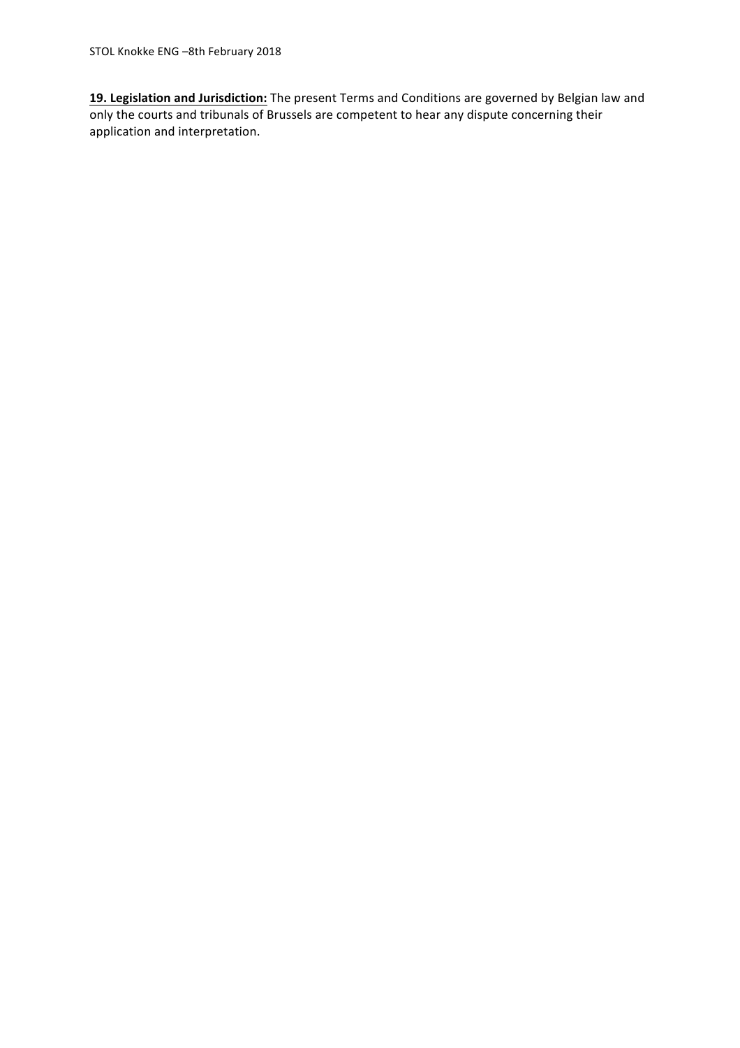**19. Legislation and Jurisdiction:** The present Terms and Conditions are governed by Belgian law and only the courts and tribunals of Brussels are competent to hear any dispute concerning their application and interpretation.